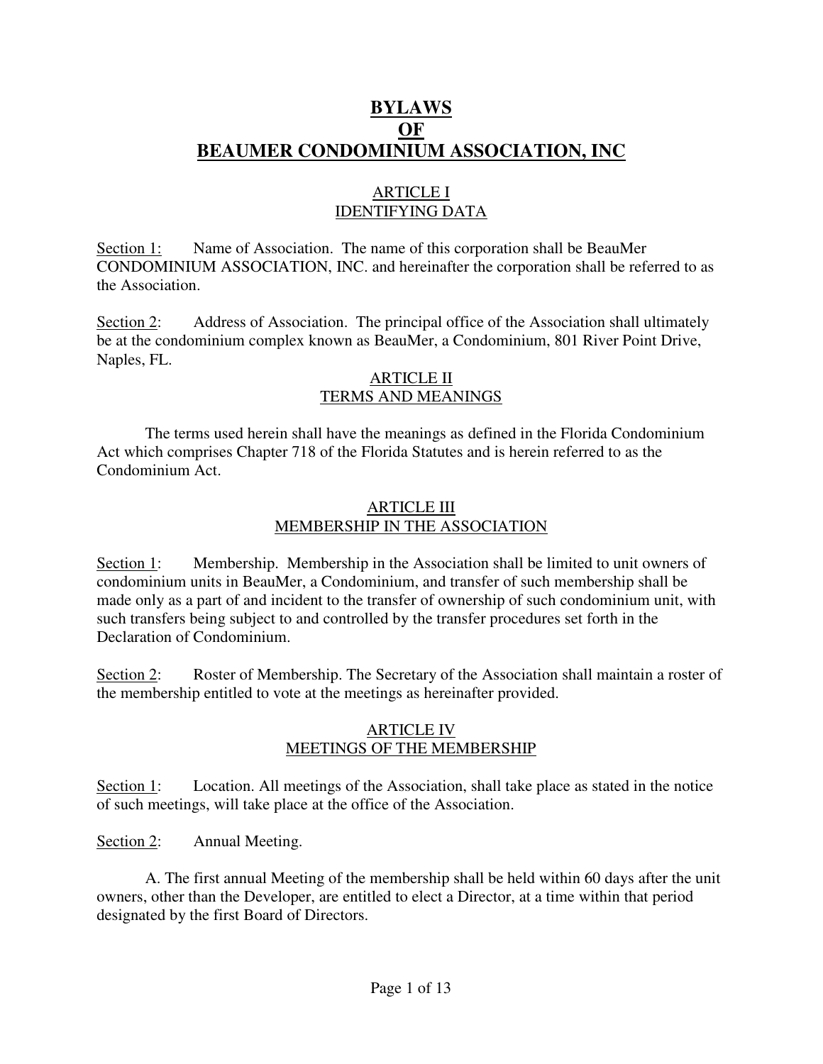# BYLAWS OF BEAUMER CONDOMINIUM ASSOCIATION, INC

## ARTICLE I
## IDENTIFYING DATA

Section 1: Name of Association. The name of this corporation shall be BeauMer CONDOMINIUM ASSOCIATION, INC. and hereinafter the corporation shall be referred to as the Association.

Section 2: Address of Association. The principal office of the Association shall ultimately be at the condominium complex known as BeauMer, a Condominium, 801 River Point Drive, Naples, FL.

## ARTICLE II
## TERMS AND MEANINGS

The terms used herein shall have the meanings as defined in the Florida Condominium Act which comprises Chapter 718 of the Florida Statutes and is herein referred to as the Condominium Act.

## ARTICLE III
## MEMBERSHIP IN THE ASSOCIATION

Section 1: Membership. Membership in the Association shall be limited to unit owners of condominium units in BeauMer, a Condominium, and transfer of such membership shall be made only as a part of and incident to the transfer of ownership of such condominium unit, with such transfers being subject to and controlled by the transfer procedures set forth in the Declaration of Condominium.

Section 2: Roster of Membership. The Secretary of the Association shall maintain a roster of the membership entitled to vote at the meetings as hereinafter provided.

## ARTICLE IV
## MEETINGS OF THE MEMBERSHIP

Section 1: Location. All meetings of the Association, shall take place as stated in the notice of such meetings, will take place at the office of the Association.

Section 2: Annual Meeting.

A. The first annual Meeting of the membership shall be held within 60 days after the unit owners, other than the Developer, are entitled to elect a Director, at a time within that period designated by the first Board of Directors.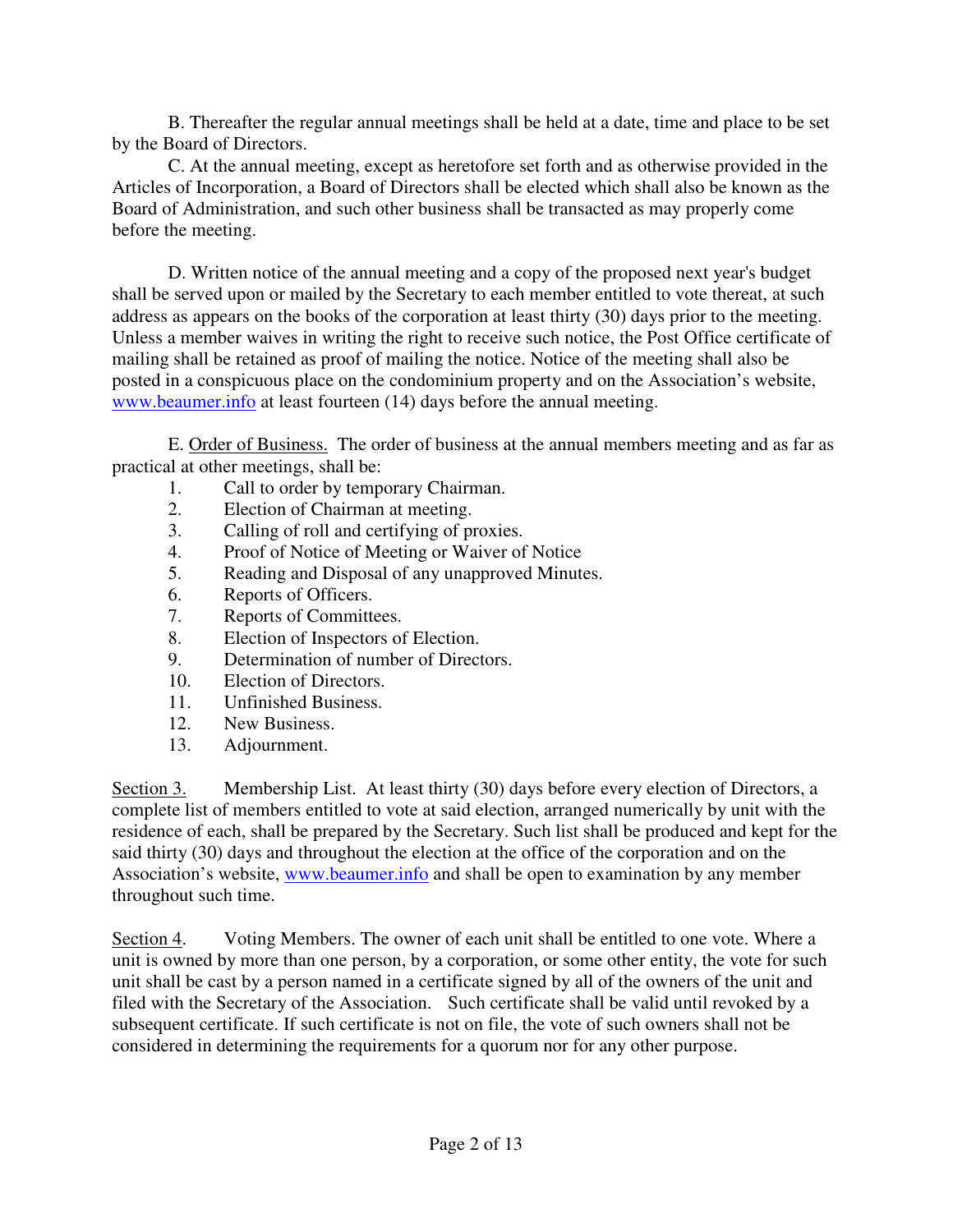B. Thereafter the regular annual meetings shall be held at a date, time and place to be set by the Board of Directors.

C. At the annual meeting, except as heretofore set forth and as otherwise provided in the Articles of Incorporation, a Board of Directors shall be elected which shall also be known as the Board of Administration, and such other business shall be transacted as may properly come before the meeting.

D. Written notice of the annual meeting and a copy of the proposed next year's budget shall be served upon or mailed by the Secretary to each member entitled to vote thereat, at such address as appears on the books of the corporation at least thirty (30) days prior to the meeting. Unless a member waives in writing the right to receive such notice, the Post Office certificate of mailing shall be retained as proof of mailing the notice. Notice of the meeting shall also be posted in a conspicuous place on the condominium property and on the Association's website, www.beaumer.info at least fourteen (14) days before the annual meeting.

E. Order of Business. The order of business at the annual members meeting and as far as practical at other meetings, shall be:

1. Call to order by temporary Chairman.
2. Election of Chairman at meeting.
3. Calling of roll and certifying of proxies.
4. Proof of Notice of Meeting or Waiver of Notice
5. Reading and Disposal of any unapproved Minutes.
6. Reports of Officers.
7. Reports of Committees.
8. Election of Inspectors of Election.
9. Determination of number of Directors.
10. Election of Directors.
11. Unfinished Business.
12. New Business.
13. Adjournment.

Section 3. Membership List. At least thirty (30) days before every election of Directors, a complete list of members entitled to vote at said election, arranged numerically by unit with the residence of each, shall be prepared by the Secretary. Such list shall be produced and kept for the said thirty (30) days and throughout the election at the office of the corporation and on the Association's website, www.beaumer.info and shall be open to examination by any member throughout such time.

Section 4. Voting Members. The owner of each unit shall be entitled to one vote. Where a unit is owned by more than one person, by a corporation, or some other entity, the vote for such unit shall be cast by a person named in a certificate signed by all of the owners of the unit and filed with the Secretary of the Association. Such certificate shall be valid until revoked by a subsequent certificate. If such certificate is not on file, the vote of such owners shall not be considered in determining the requirements for a quorum nor for any other purpose.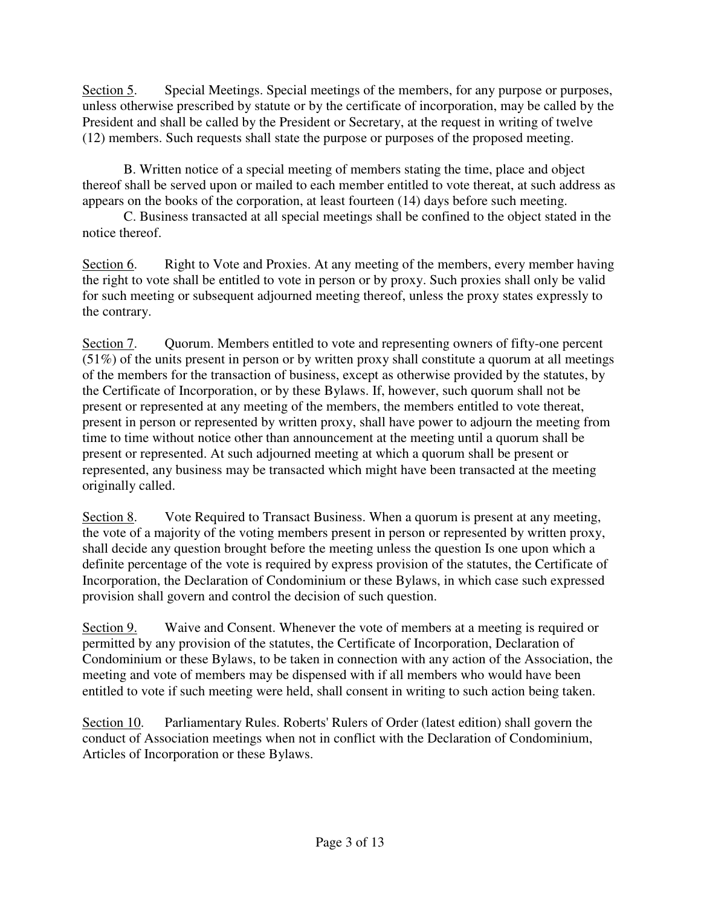Section 5. Special Meetings. Special meetings of the members, for any purpose or purposes, unless otherwise prescribed by statute or by the certificate of incorporation, may be called by the President and shall be called by the President or Secretary, at the request in writing of twelve (12) members. Such requests shall state the purpose or purposes of the proposed meeting.

B. Written notice of a special meeting of members stating the time, place and object thereof shall be served upon or mailed to each member entitled to vote thereat, at such address as appears on the books of the corporation, at least fourteen (14) days before such meeting.

C. Business transacted at all special meetings shall be confined to the object stated in the notice thereof.

Section 6. Right to Vote and Proxies. At any meeting of the members, every member having the right to vote shall be entitled to vote in person or by proxy. Such proxies shall only be valid for such meeting or subsequent adjourned meeting thereof, unless the proxy states expressly to the contrary.

Section 7. Quorum. Members entitled to vote and representing owners of fifty-one percent (51%) of the units present in person or by written proxy shall constitute a quorum at all meetings of the members for the transaction of business, except as otherwise provided by the statutes, by the Certificate of Incorporation, or by these Bylaws. If, however, such quorum shall not be present or represented at any meeting of the members, the members entitled to vote thereat, present in person or represented by written proxy, shall have power to adjourn the meeting from time to time without notice other than announcement at the meeting until a quorum shall be present or represented. At such adjourned meeting at which a quorum shall be present or represented, any business may be transacted which might have been transacted at the meeting originally called.

Section 8. Vote Required to Transact Business. When a quorum is present at any meeting, the vote of a majority of the voting members present in person or represented by written proxy, shall decide any question brought before the meeting unless the question Is one upon which a definite percentage of the vote is required by express provision of the statutes, the Certificate of Incorporation, the Declaration of Condominium or these Bylaws, in which case such expressed provision shall govern and control the decision of such question.

Section 9. Waive and Consent. Whenever the vote of members at a meeting is required or permitted by any provision of the statutes, the Certificate of Incorporation, Declaration of Condominium or these Bylaws, to be taken in connection with any action of the Association, the meeting and vote of members may be dispensed with if all members who would have been entitled to vote if such meeting were held, shall consent in writing to such action being taken.

Section 10. Parliamentary Rules. Roberts' Rulers of Order (latest edition) shall govern the conduct of Association meetings when not in conflict with the Declaration of Condominium, Articles of Incorporation or these Bylaws.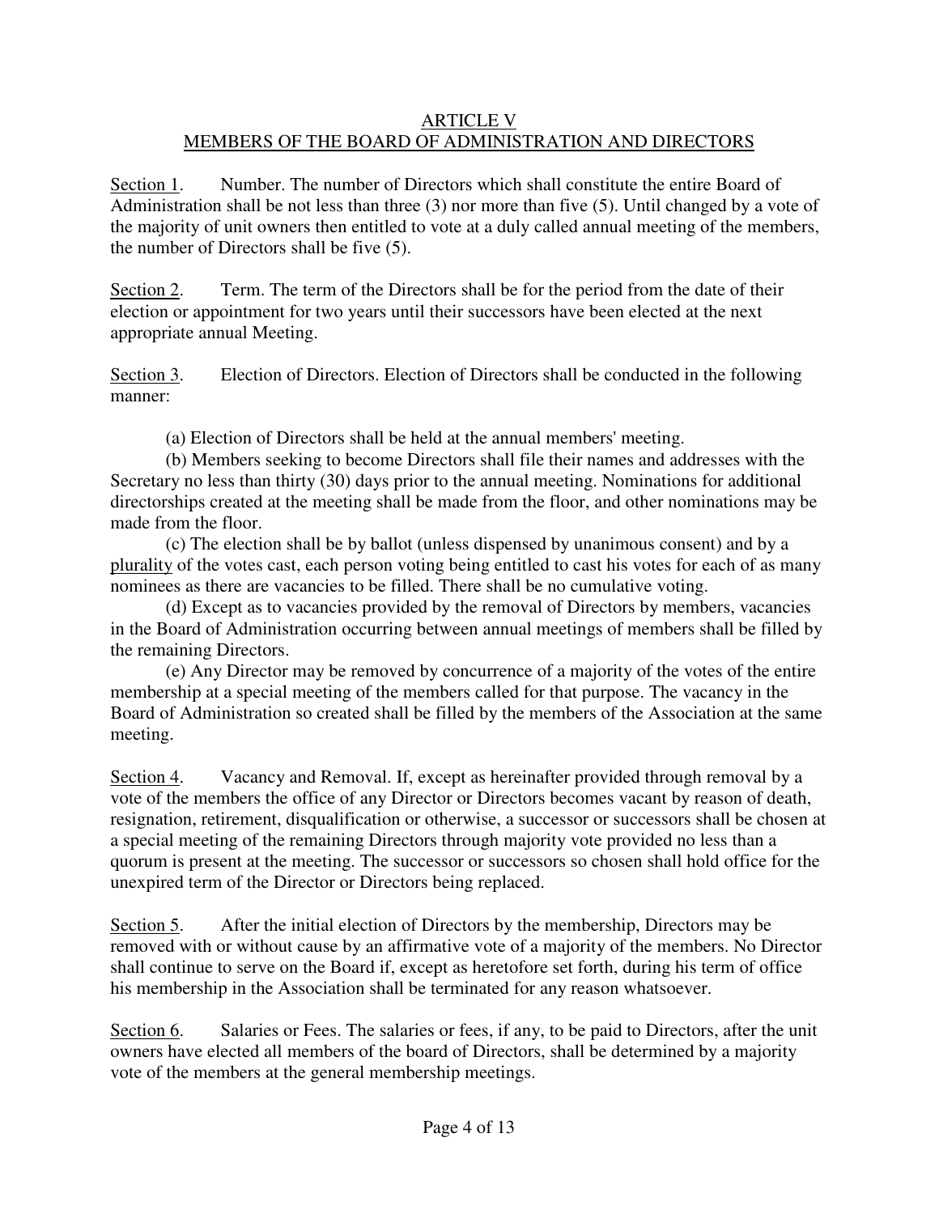## ARTICLE V
## MEMBERS OF THE BOARD OF ADMINISTRATION AND DIRECTORS

<u>Section 1</u>. Number. The number of Directors which shall constitute the entire Board of Administration shall be not less than three (3) nor more than five (5). Until changed by a vote of the majority of unit owners then entitled to vote at a duly called annual meeting of the members, the number of Directors shall be five (5).

<u>Section 2</u>. Term. The term of the Directors shall be for the period from the date of their election or appointment for two years until their successors have been elected at the next appropriate annual Meeting.

<u>Section 3</u>. Election of Directors. Election of Directors shall be conducted in the following manner:

(a) Election of Directors shall be held at the annual members' meeting.

(b) Members seeking to become Directors shall file their names and addresses with the Secretary no less than thirty (30) days prior to the annual meeting. Nominations for additional directorships created at the meeting shall be made from the floor, and other nominations may be made from the floor.

(c) The election shall be by ballot (unless dispensed by unanimous consent) and by a <u>plurality</u> of the votes cast, each person voting being entitled to cast his votes for each of as many nominees as there are vacancies to be filled. There shall be no cumulative voting.

(d) Except as to vacancies provided by the removal of Directors by members, vacancies in the Board of Administration occurring between annual meetings of members shall be filled by the remaining Directors.

(e) Any Director may be removed by concurrence of a majority of the votes of the entire membership at a special meeting of the members called for that purpose. The vacancy in the Board of Administration so created shall be filled by the members of the Association at the same meeting.

<u>Section 4</u>. Vacancy and Removal. If, except as hereinafter provided through removal by a vote of the members the office of any Director or Directors becomes vacant by reason of death, resignation, retirement, disqualification or otherwise, a successor or successors shall be chosen at a special meeting of the remaining Directors through majority vote provided no less than a quorum is present at the meeting. The successor or successors so chosen shall hold office for the unexpired term of the Director or Directors being replaced.

<u>Section 5</u>. After the initial election of Directors by the membership, Directors may be removed with or without cause by an affirmative vote of a majority of the members. No Director shall continue to serve on the Board if, except as heretofore set forth, during his term of office his membership in the Association shall be terminated for any reason whatsoever.

<u>Section 6</u>. Salaries or Fees. The salaries or fees, if any, to be paid to Directors, after the unit owners have elected all members of the board of Directors, shall be determined by a majority vote of the members at the general membership meetings.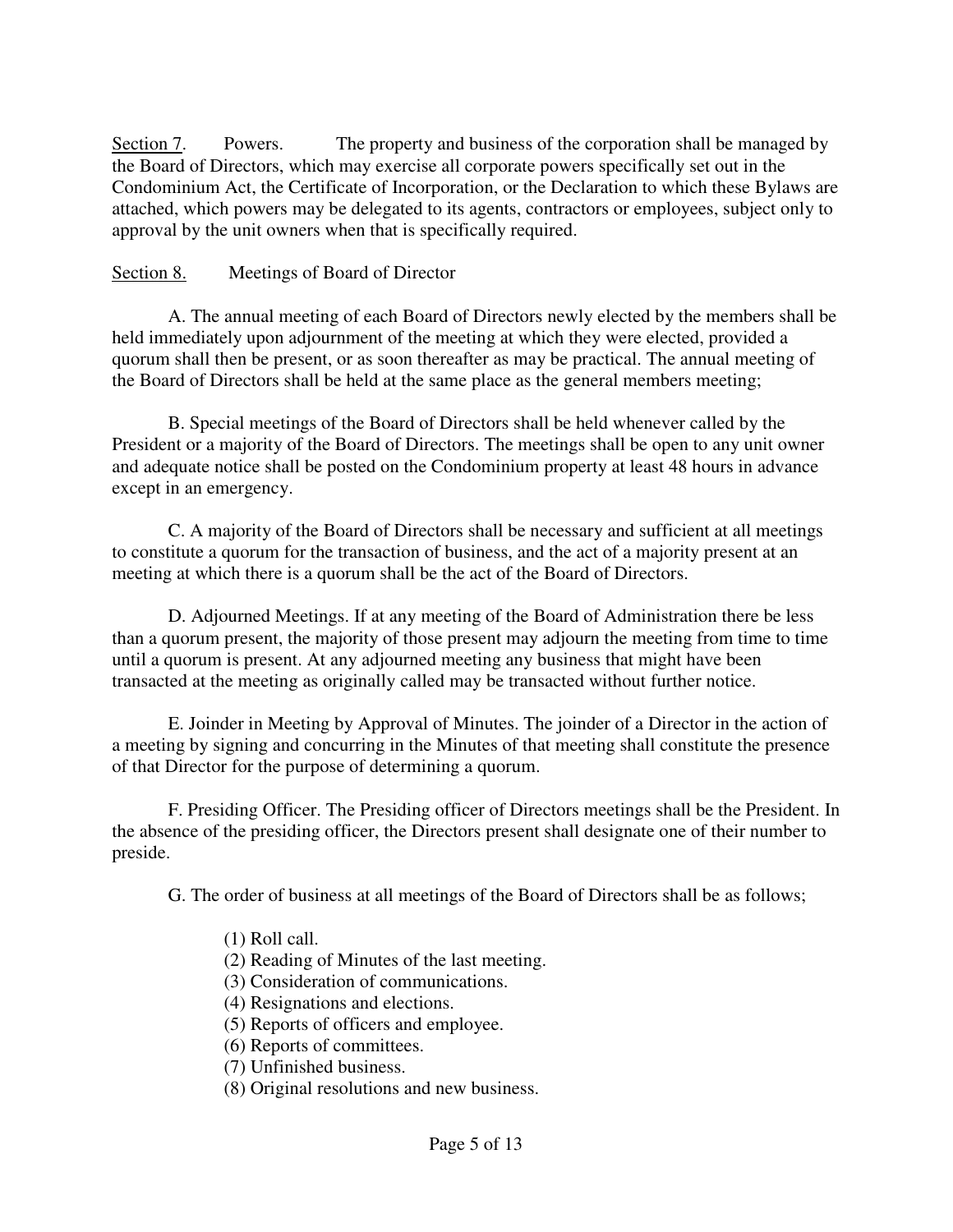<u>Section 7</u>. Powers. The property and business of the corporation shall be managed by the Board of Directors, which may exercise all corporate powers specifically set out in the Condominium Act, the Certificate of Incorporation, or the Declaration to which these Bylaws are attached, which powers may be delegated to its agents, contractors or employees, subject only to approval by the unit owners when that is specifically required.

<u>Section 8.</u> Meetings of Board of Director

A. The annual meeting of each Board of Directors newly elected by the members shall be held immediately upon adjournment of the meeting at which they were elected, provided a quorum shall then be present, or as soon thereafter as may be practical. The annual meeting of the Board of Directors shall be held at the same place as the general members meeting;

B. Special meetings of the Board of Directors shall be held whenever called by the President or a majority of the Board of Directors. The meetings shall be open to any unit owner and adequate notice shall be posted on the Condominium property at least 48 hours in advance except in an emergency.

C. A majority of the Board of Directors shall be necessary and sufficient at all meetings to constitute a quorum for the transaction of business, and the act of a majority present at an meeting at which there is a quorum shall be the act of the Board of Directors.

D. Adjourned Meetings. If at any meeting of the Board of Administration there be less than a quorum present, the majority of those present may adjourn the meeting from time to time until a quorum is present. At any adjourned meeting any business that might have been transacted at the meeting as originally called may be transacted without further notice.

E. Joinder in Meeting by Approval of Minutes. The joinder of a Director in the action of a meeting by signing and concurring in the Minutes of that meeting shall constitute the presence of that Director for the purpose of determining a quorum.

F. Presiding Officer. The Presiding officer of Directors meetings shall be the President. In the absence of the presiding officer, the Directors present shall designate one of their number to preside.

G. The order of business at all meetings of the Board of Directors shall be as follows;

(1) Roll call.
(2) Reading of Minutes of the last meeting.
(3) Consideration of communications.
(4) Resignations and elections.
(5) Reports of officers and employee.
(6) Reports of committees.
(7) Unfinished business.
(8) Original resolutions and new business.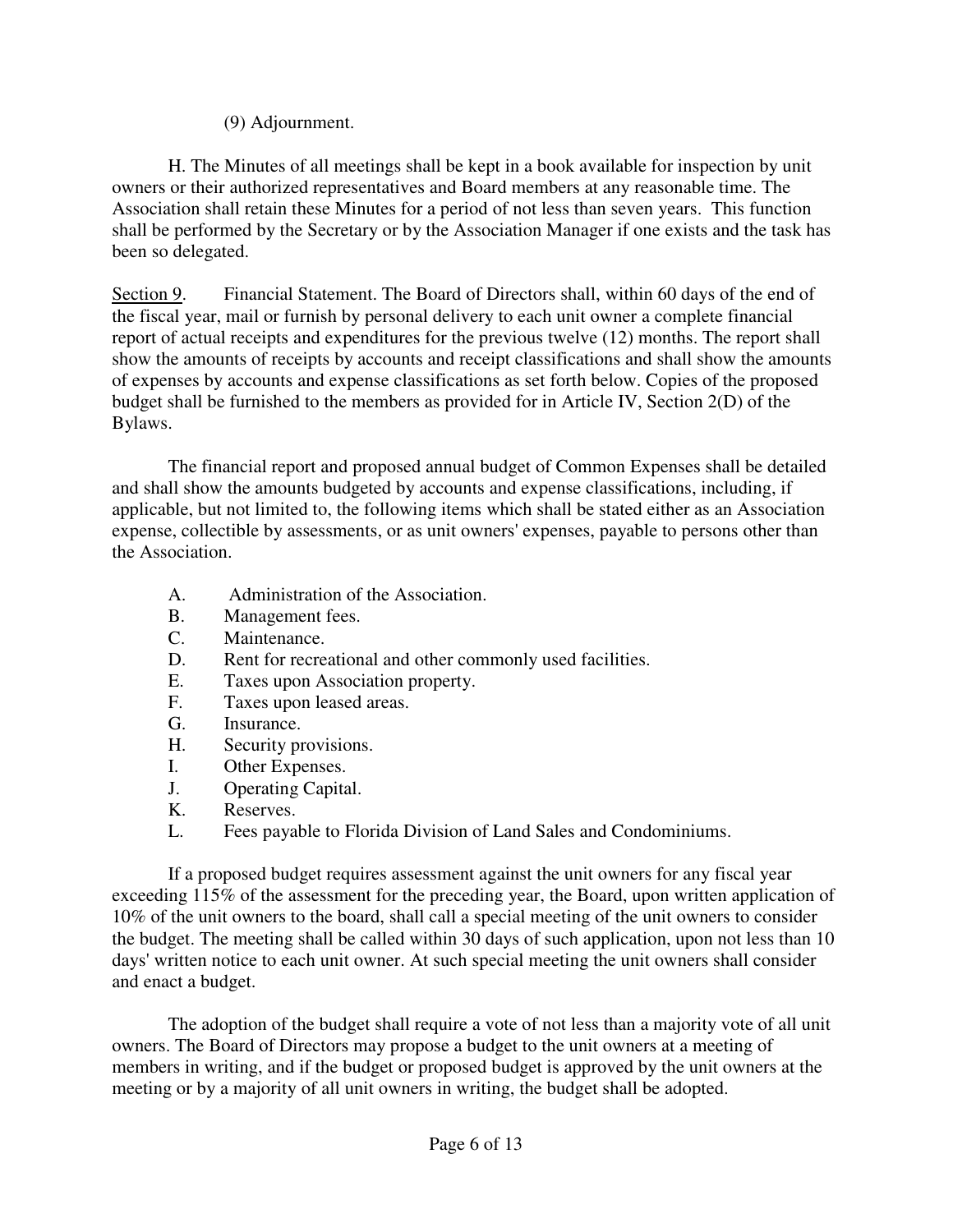(9) Adjournment.

H. The Minutes of all meetings shall be kept in a book available for inspection by unit owners or their authorized representatives and Board members at any reasonable time. The Association shall retain these Minutes for a period of not less than seven years. This function shall be performed by the Secretary or by the Association Manager if one exists and the task has been so delegated.

Section 9. Financial Statement. The Board of Directors shall, within 60 days of the end of the fiscal year, mail or furnish by personal delivery to each unit owner a complete financial report of actual receipts and expenditures for the previous twelve (12) months. The report shall show the amounts of receipts by accounts and receipt classifications and shall show the amounts of expenses by accounts and expense classifications as set forth below. Copies of the proposed budget shall be furnished to the members as provided for in Article IV, Section 2(D) of the Bylaws.

The financial report and proposed annual budget of Common Expenses shall be detailed and shall show the amounts budgeted by accounts and expense classifications, including, if applicable, but not limited to, the following items which shall be stated either as an Association expense, collectible by assessments, or as unit owners' expenses, payable to persons other than the Association.

A. Administration of the Association.
B. Management fees.
C. Maintenance.
D. Rent for recreational and other commonly used facilities.
E. Taxes upon Association property.
F. Taxes upon leased areas.
G. Insurance.
H. Security provisions.
I. Other Expenses.
J. Operating Capital.
K. Reserves.
L. Fees payable to Florida Division of Land Sales and Condominiums.

If a proposed budget requires assessment against the unit owners for any fiscal year exceeding 115% of the assessment for the preceding year, the Board, upon written application of 10% of the unit owners to the board, shall call a special meeting of the unit owners to consider the budget. The meeting shall be called within 30 days of such application, upon not less than 10 days' written notice to each unit owner. At such special meeting the unit owners shall consider and enact a budget.

The adoption of the budget shall require a vote of not less than a majority vote of all unit owners. The Board of Directors may propose a budget to the unit owners at a meeting of members in writing, and if the budget or proposed budget is approved by the unit owners at the meeting or by a majority of all unit owners in writing, the budget shall be adopted.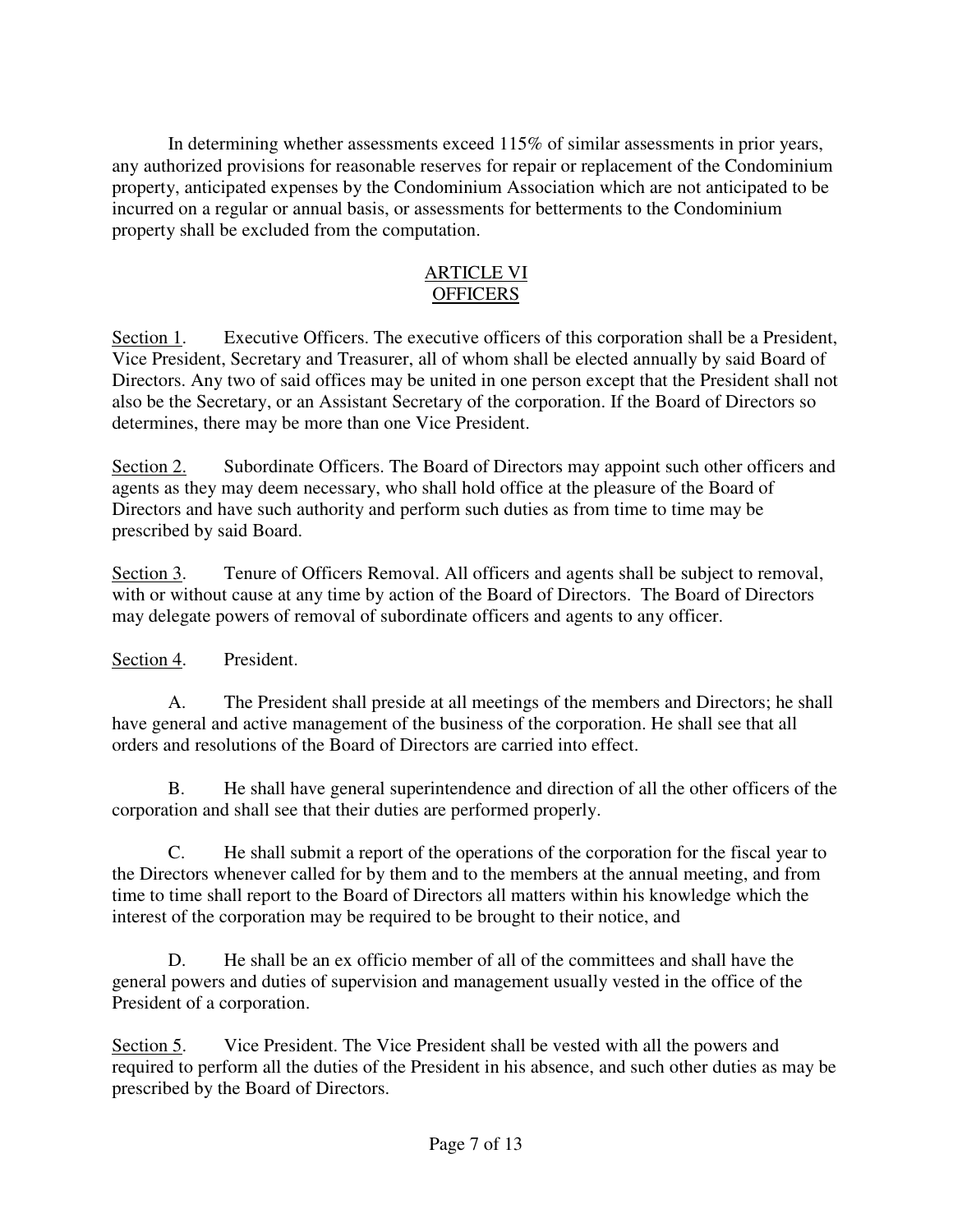In determining whether assessments exceed 115% of similar assessments in prior years, any authorized provisions for reasonable reserves for repair or replacement of the Condominium property, anticipated expenses by the Condominium Association which are not anticipated to be incurred on a regular or annual basis, or assessments for betterments to the Condominium property shall be excluded from the computation.

## ARTICLE VI
## OFFICERS

Section 1. Executive Officers. The executive officers of this corporation shall be a President, Vice President, Secretary and Treasurer, all of whom shall be elected annually by said Board of Directors. Any two of said offices may be united in one person except that the President shall not also be the Secretary, or an Assistant Secretary of the corporation. If the Board of Directors so determines, there may be more than one Vice President.

Section 2. Subordinate Officers. The Board of Directors may appoint such other officers and agents as they may deem necessary, who shall hold office at the pleasure of the Board of Directors and have such authority and perform such duties as from time to time may be prescribed by said Board.

Section 3. Tenure of Officers Removal. All officers and agents shall be subject to removal, with or without cause at any time by action of the Board of Directors. The Board of Directors may delegate powers of removal of subordinate officers and agents to any officer.

Section 4. President.

A. The President shall preside at all meetings of the members and Directors; he shall have general and active management of the business of the corporation. He shall see that all orders and resolutions of the Board of Directors are carried into effect.

B. He shall have general superintendence and direction of all the other officers of the corporation and shall see that their duties are performed properly.

C. He shall submit a report of the operations of the corporation for the fiscal year to the Directors whenever called for by them and to the members at the annual meeting, and from time to time shall report to the Board of Directors all matters within his knowledge which the interest of the corporation may be required to be brought to their notice, and

D. He shall be an ex officio member of all of the committees and shall have the general powers and duties of supervision and management usually vested in the office of the President of a corporation.

Section 5. Vice President. The Vice President shall be vested with all the powers and required to perform all the duties of the President in his absence, and such other duties as may be prescribed by the Board of Directors.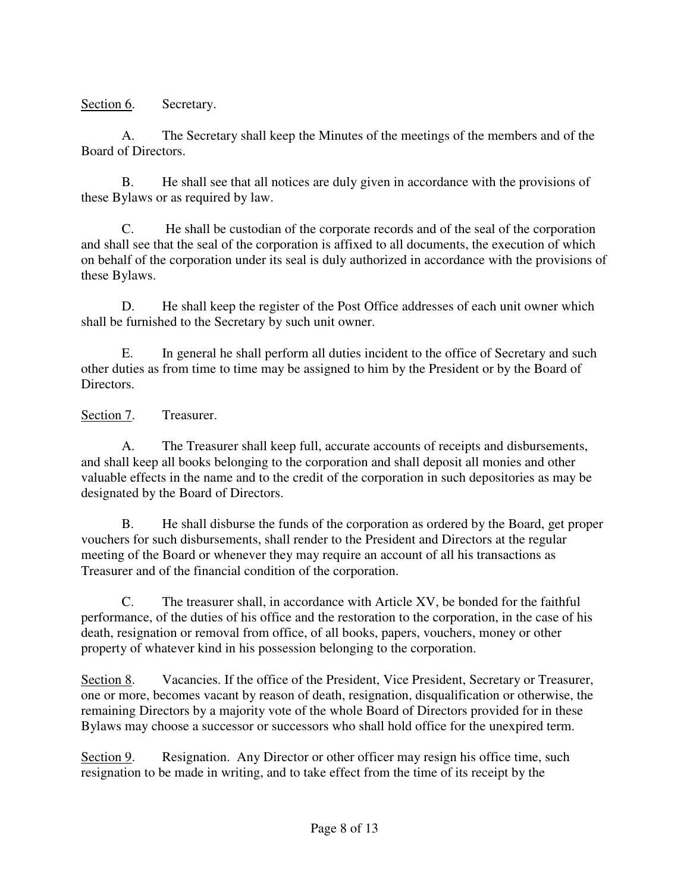<u>Section 6</u>. Secretary.

A. The Secretary shall keep the Minutes of the meetings of the members and of the Board of Directors.

B. He shall see that all notices are duly given in accordance with the provisions of these Bylaws or as required by law.

C. He shall be custodian of the corporate records and of the seal of the corporation and shall see that the seal of the corporation is affixed to all documents, the execution of which on behalf of the corporation under its seal is duly authorized in accordance with the provisions of these Bylaws.

D. He shall keep the register of the Post Office addresses of each unit owner which shall be furnished to the Secretary by such unit owner.

E. In general he shall perform all duties incident to the office of Secretary and such other duties as from time to time may be assigned to him by the President or by the Board of Directors.

<u>Section 7</u>. Treasurer.

A. The Treasurer shall keep full, accurate accounts of receipts and disbursements, and shall keep all books belonging to the corporation and shall deposit all monies and other valuable effects in the name and to the credit of the corporation in such depositories as may be designated by the Board of Directors.

B. He shall disburse the funds of the corporation as ordered by the Board, get proper vouchers for such disbursements, shall render to the President and Directors at the regular meeting of the Board or whenever they may require an account of all his transactions as Treasurer and of the financial condition of the corporation.

C. The treasurer shall, in accordance with Article XV, be bonded for the faithful performance, of the duties of his office and the restoration to the corporation, in the case of his death, resignation or removal from office, of all books, papers, vouchers, money or other property of whatever kind in his possession belonging to the corporation.

<u>Section 8</u>. Vacancies. If the office of the President, Vice President, Secretary or Treasurer, one or more, becomes vacant by reason of death, resignation, disqualification or otherwise, the remaining Directors by a majority vote of the whole Board of Directors provided for in these Bylaws may choose a successor or successors who shall hold office for the unexpired term.

<u>Section 9</u>. Resignation. Any Director or other officer may resign his office time, such resignation to be made in writing, and to take effect from the time of its receipt by the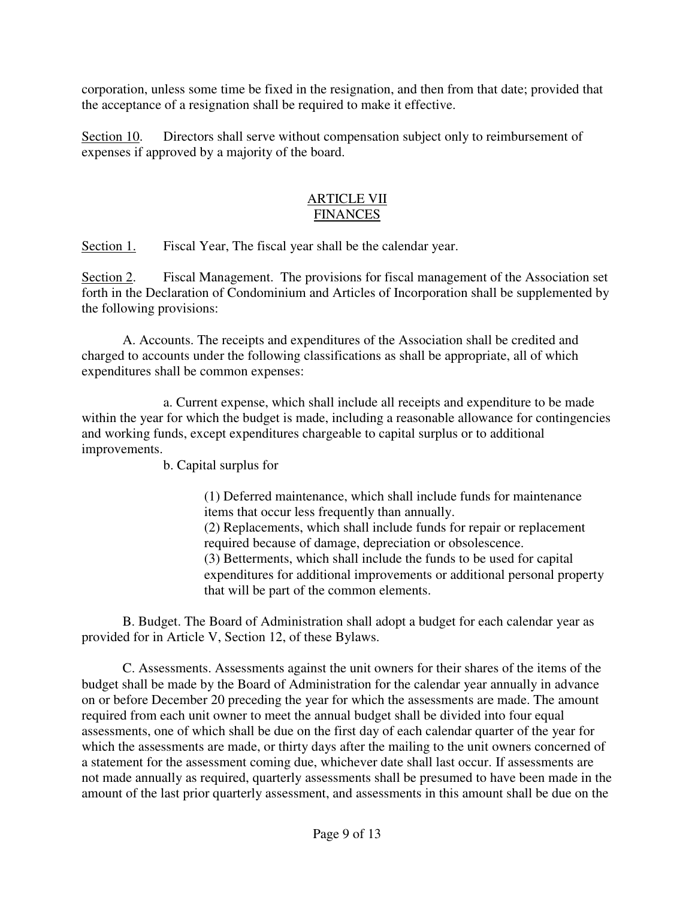corporation, unless some time be fixed in the resignation, and then from that date; provided that the acceptance of a resignation shall be required to make it effective.

Section 10. Directors shall serve without compensation subject only to reimbursement of expenses if approved by a majority of the board.

## ARTICLE VII
## FINANCES

Section 1. Fiscal Year, The fiscal year shall be the calendar year.

Section 2. Fiscal Management. The provisions for fiscal management of the Association set forth in the Declaration of Condominium and Articles of Incorporation shall be supplemented by the following provisions:

A. Accounts. The receipts and expenditures of the Association shall be credited and charged to accounts under the following classifications as shall be appropriate, all of which expenditures shall be common expenses:

a. Current expense, which shall include all receipts and expenditure to be made within the year for which the budget is made, including a reasonable allowance for contingencies and working funds, except expenditures chargeable to capital surplus or to additional improvements.

b. Capital surplus for

(1) Deferred maintenance, which shall include funds for maintenance items that occur less frequently than annually.
(2) Replacements, which shall include funds for repair or replacement required because of damage, depreciation or obsolescence.
(3) Betterments, which shall include the funds to be used for capital expenditures for additional improvements or additional personal property that will be part of the common elements.

B. Budget. The Board of Administration shall adopt a budget for each calendar year as provided for in Article V, Section 12, of these Bylaws.

C. Assessments. Assessments against the unit owners for their shares of the items of the budget shall be made by the Board of Administration for the calendar year annually in advance on or before December 20 preceding the year for which the assessments are made. The amount required from each unit owner to meet the annual budget shall be divided into four equal assessments, one of which shall be due on the first day of each calendar quarter of the year for which the assessments are made, or thirty days after the mailing to the unit owners concerned of a statement for the assessment coming due, whichever date shall last occur. If assessments are not made annually as required, quarterly assessments shall be presumed to have been made in the amount of the last prior quarterly assessment, and assessments in this amount shall be due on the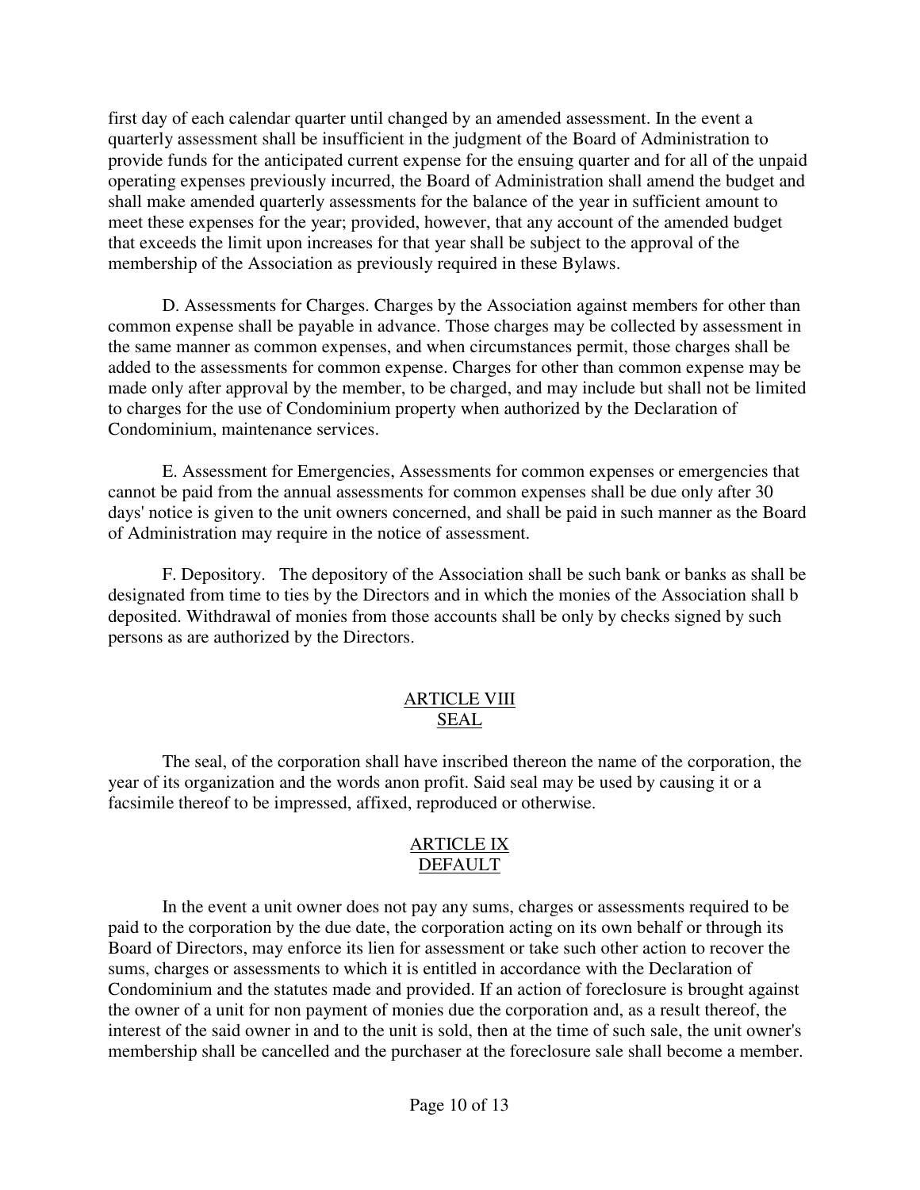first day of each calendar quarter until changed by an amended assessment. In the event a quarterly assessment shall be insufficient in the judgment of the Board of Administration to provide funds for the anticipated current expense for the ensuing quarter and for all of the unpaid operating expenses previously incurred, the Board of Administration shall amend the budget and shall make amended quarterly assessments for the balance of the year in sufficient amount to meet these expenses for the year; provided, however, that any account of the amended budget that exceeds the limit upon increases for that year shall be subject to the approval of the membership of the Association as previously required in these Bylaws.

D. Assessments for Charges. Charges by the Association against members for other than common expense shall be payable in advance. Those charges may be collected by assessment in the same manner as common expenses, and when circumstances permit, those charges shall be added to the assessments for common expense. Charges for other than common expense may be made only after approval by the member, to be charged, and may include but shall not be limited to charges for the use of Condominium property when authorized by the Declaration of Condominium, maintenance services.

E. Assessment for Emergencies, Assessments for common expenses or emergencies that cannot be paid from the annual assessments for common expenses shall be due only after 30 days' notice is given to the unit owners concerned, and shall be paid in such manner as the Board of Administration may require in the notice of assessment.

F. Depository. The depository of the Association shall be such bank or banks as shall be designated from time to ties by the Directors and in which the monies of the Association shall b deposited. Withdrawal of monies from those accounts shall be only by checks signed by such persons as are authorized by the Directors.

## ARTICLE VIII
## SEAL

The seal, of the corporation shall have inscribed thereon the name of the corporation, the year of its organization and the words anon profit. Said seal may be used by causing it or a facsimile thereof to be impressed, affixed, reproduced or otherwise.

## ARTICLE IX
## DEFAULT

In the event a unit owner does not pay any sums, charges or assessments required to be paid to the corporation by the due date, the corporation acting on its own behalf or through its Board of Directors, may enforce its lien for assessment or take such other action to recover the sums, charges or assessments to which it is entitled in accordance with the Declaration of Condominium and the statutes made and provided. If an action of foreclosure is brought against the owner of a unit for non payment of monies due the corporation and, as a result thereof, the interest of the said owner in and to the unit is sold, then at the time of such sale, the unit owner's membership shall be cancelled and the purchaser at the foreclosure sale shall become a member.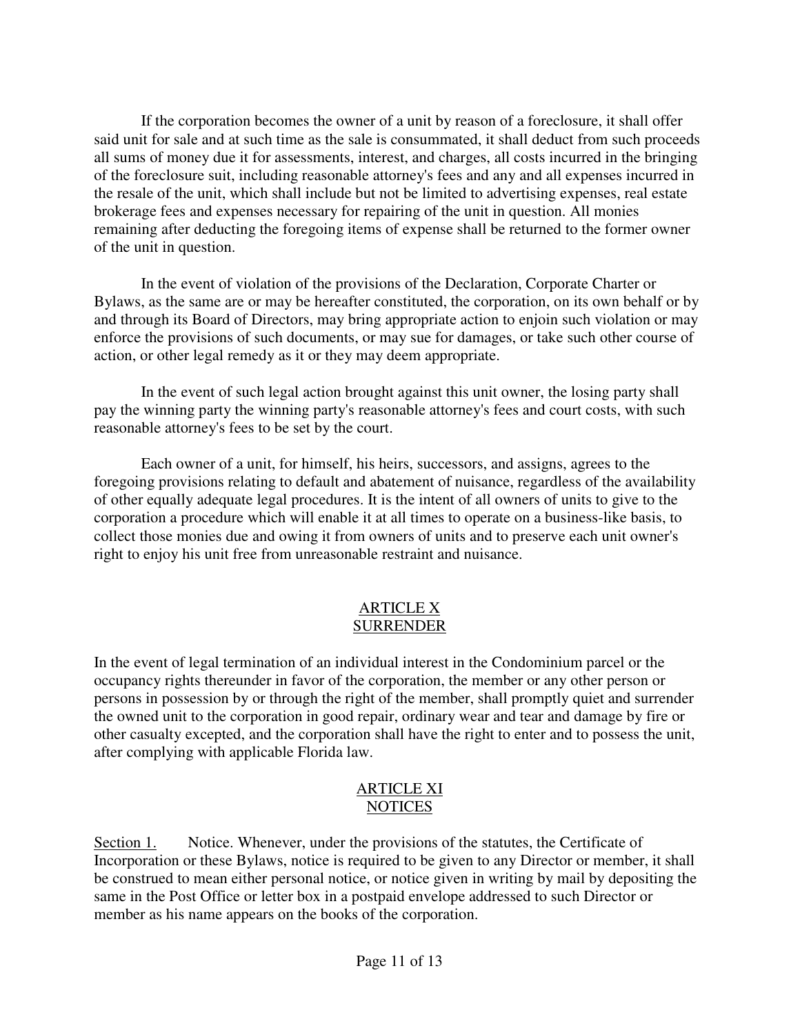If the corporation becomes the owner of a unit by reason of a foreclosure, it shall offer said unit for sale and at such time as the sale is consummated, it shall deduct from such proceeds all sums of money due it for assessments, interest, and charges, all costs incurred in the bringing of the foreclosure suit, including reasonable attorney's fees and any and all expenses incurred in the resale of the unit, which shall include but not be limited to advertising expenses, real estate brokerage fees and expenses necessary for repairing of the unit in question. All monies remaining after deducting the foregoing items of expense shall be returned to the former owner of the unit in question.

In the event of violation of the provisions of the Declaration, Corporate Charter or Bylaws, as the same are or may be hereafter constituted, the corporation, on its own behalf or by and through its Board of Directors, may bring appropriate action to enjoin such violation or may enforce the provisions of such documents, or may sue for damages, or take such other course of action, or other legal remedy as it or they may deem appropriate.

In the event of such legal action brought against this unit owner, the losing party shall pay the winning party the winning party's reasonable attorney's fees and court costs, with such reasonable attorney's fees to be set by the court.

Each owner of a unit, for himself, his heirs, successors, and assigns, agrees to the foregoing provisions relating to default and abatement of nuisance, regardless of the availability of other equally adequate legal procedures. It is the intent of all owners of units to give to the corporation a procedure which will enable it at all times to operate on a business-like basis, to collect those monies due and owing it from owners of units and to preserve each unit owner's right to enjoy his unit free from unreasonable restraint and nuisance.

## ARTICLE X
## SURRENDER

In the event of legal termination of an individual interest in the Condominium parcel or the occupancy rights thereunder in favor of the corporation, the member or any other person or persons in possession by or through the right of the member, shall promptly quiet and surrender the owned unit to the corporation in good repair, ordinary wear and tear and damage by fire or other casualty excepted, and the corporation shall have the right to enter and to possess the unit, after complying with applicable Florida law.

## ARTICLE XI
## NOTICES

Section 1. Notice. Whenever, under the provisions of the statutes, the Certificate of Incorporation or these Bylaws, notice is required to be given to any Director or member, it shall be construed to mean either personal notice, or notice given in writing by mail by depositing the same in the Post Office or letter box in a postpaid envelope addressed to such Director or member as his name appears on the books of the corporation.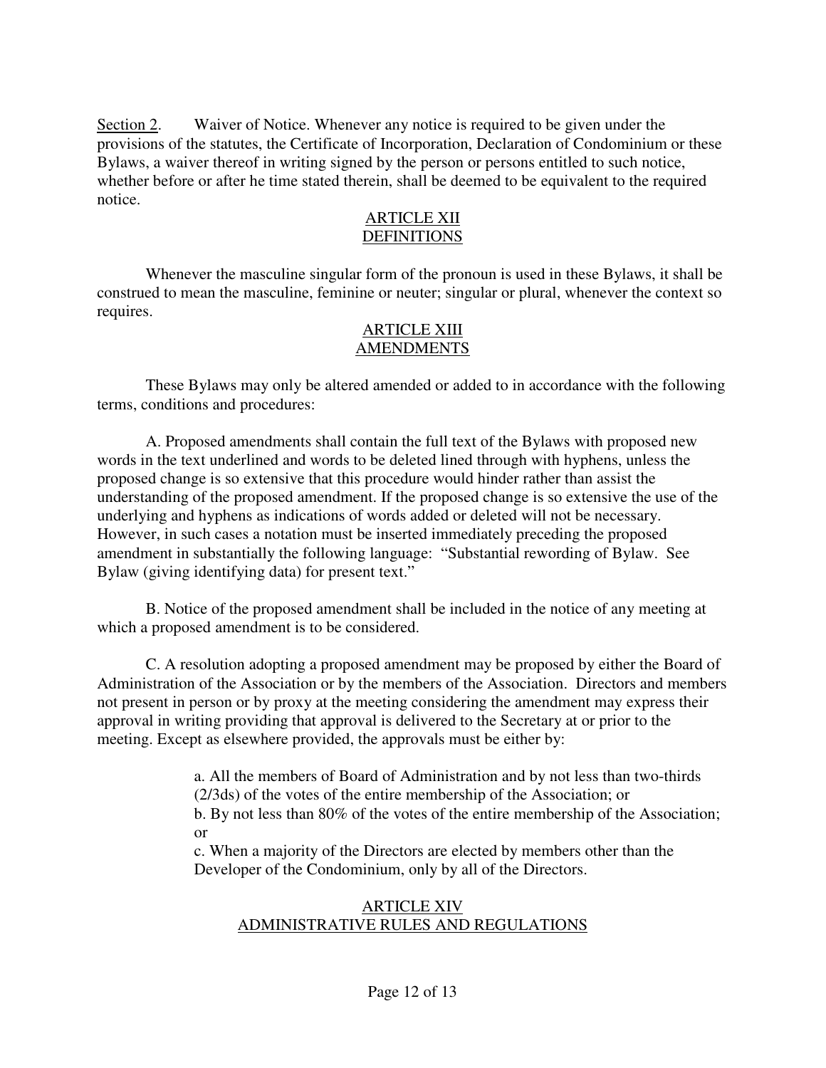Section 2. Waiver of Notice. Whenever any notice is required to be given under the provisions of the statutes, the Certificate of Incorporation, Declaration of Condominium or these Bylaws, a waiver thereof in writing signed by the person or persons entitled to such notice, whether before or after he time stated therein, shall be deemed to be equivalent to the required notice.

## ARTICLE XII
## DEFINITIONS

Whenever the masculine singular form of the pronoun is used in these Bylaws, it shall be construed to mean the masculine, feminine or neuter; singular or plural, whenever the context so requires.

## ARTICLE XIII
## AMENDMENTS

These Bylaws may only be altered amended or added to in accordance with the following terms, conditions and procedures:

A. Proposed amendments shall contain the full text of the Bylaws with proposed new words in the text underlined and words to be deleted lined through with hyphens, unless the proposed change is so extensive that this procedure would hinder rather than assist the understanding of the proposed amendment. If the proposed change is so extensive the use of the underlying and hyphens as indications of words added or deleted will not be necessary. However, in such cases a notation must be inserted immediately preceding the proposed amendment in substantially the following language: "Substantial rewording of Bylaw. See Bylaw (giving identifying data) for present text."

B. Notice of the proposed amendment shall be included in the notice of any meeting at which a proposed amendment is to be considered.

C. A resolution adopting a proposed amendment may be proposed by either the Board of Administration of the Association or by the members of the Association. Directors and members not present in person or by proxy at the meeting considering the amendment may express their approval in writing providing that approval is delivered to the Secretary at or prior to the meeting. Except as elsewhere provided, the approvals must be either by:

a. All the members of Board of Administration and by not less than two-thirds (2/3ds) of the votes of the entire membership of the Association; or
b. By not less than 80% of the votes of the entire membership of the Association; or
c. When a majority of the Directors are elected by members other than the Developer of the Condominium, only by all of the Directors.

## ARTICLE XIV
## ADMINISTRATIVE RULES AND REGULATIONS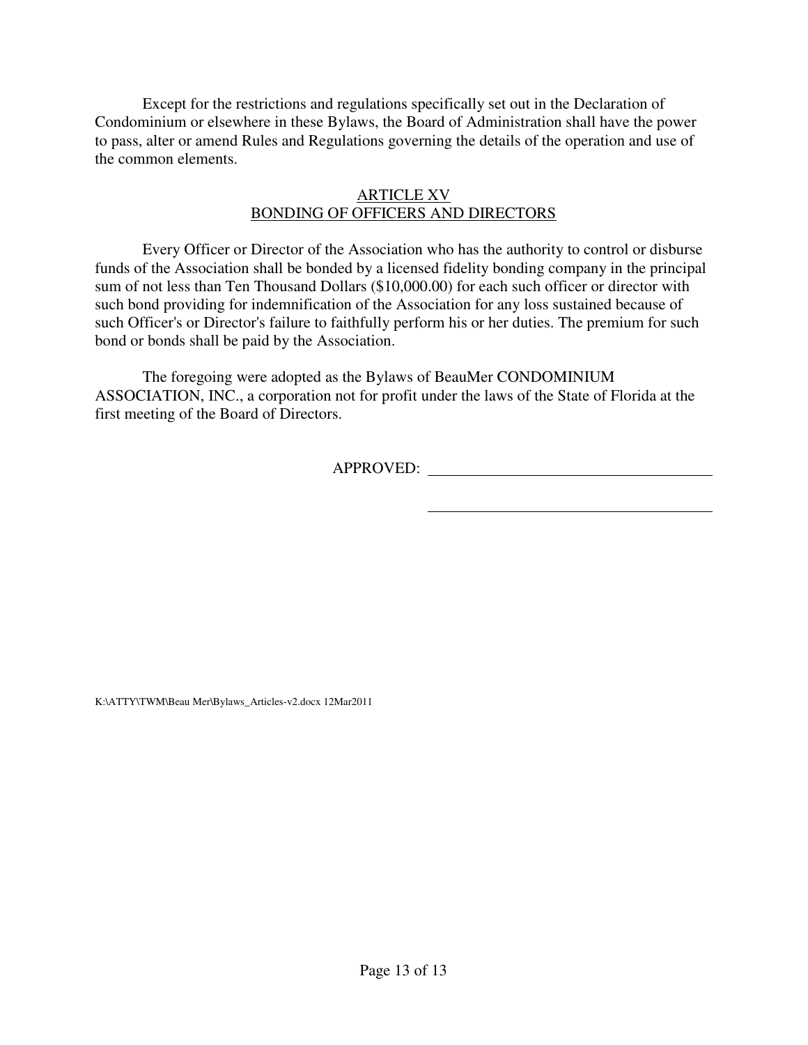Except for the restrictions and regulations specifically set out in the Declaration of Condominium or elsewhere in these Bylaws, the Board of Administration shall have the power to pass, alter or amend Rules and Regulations governing the details of the operation and use of the common elements.

## ARTICLE XV
## BONDING OF OFFICERS AND DIRECTORS

Every Officer or Director of the Association who has the authority to control or disburse funds of the Association shall be bonded by a licensed fidelity bonding company in the principal sum of not less than Ten Thousand Dollars ($10,000.00) for each such officer or director with such bond providing for indemnification of the Association for any loss sustained because of such Officer's or Director's failure to faithfully perform his or her duties. The premium for such bond or bonds shall be paid by the Association.

The foregoing were adopted as the Bylaws of BeauMer CONDOMINIUM ASSOCIATION, INC., a corporation not for profit under the laws of the State of Florida at the first meeting of the Board of Directors.

APPROVED: ______________________________

______________________________

K:\ATTY\TWM\Beau Mer\Bylaws_Articles-v2.docx 12Mar2011